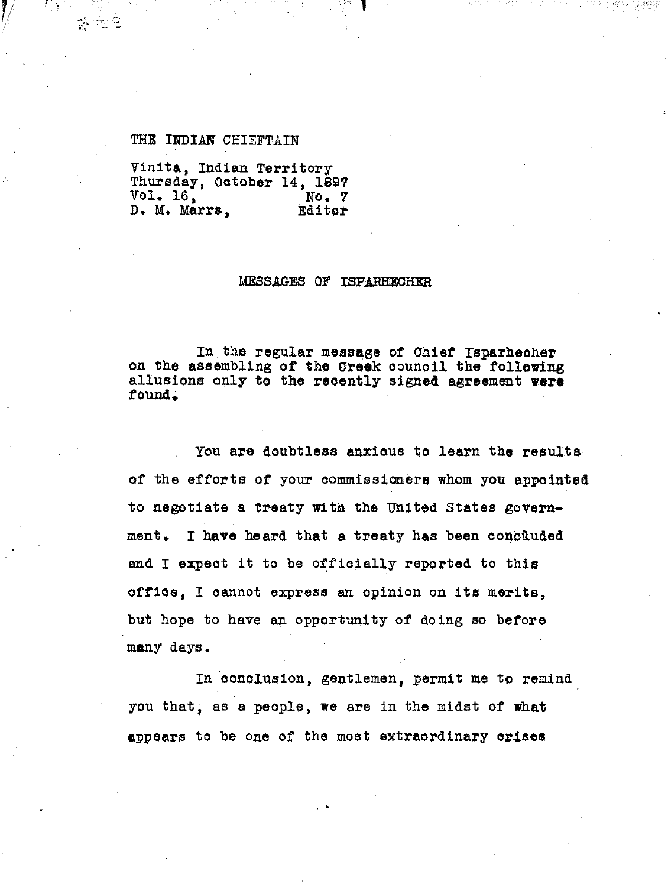THE INDIAN CHIEFTAIN

Vinita, Indian Territory
Thursday, October 14, 1897
Vol. 16, No. 7
D. M. Marrs, Editor

## MESSAGES OF ISPARHECHER

In the regular message of Chief Isparhecher on the assembling of the Creek council the following allusions only to the recently signed agreement were found.

You are doubtless anxious to learn the results of the efforts of your commissioners whom you appointed to negotiate a treaty with the United States government. I have heard that a treaty has been concluded and I expect it to be officially reported to this office, I cannot express an opinion on its merits, but hope to have an opportunity of doing so before many days.

In conclusion, gentlemen, permit me to remind you that, as a people, we are in the midst of what appears to be one of the most extraordinary crises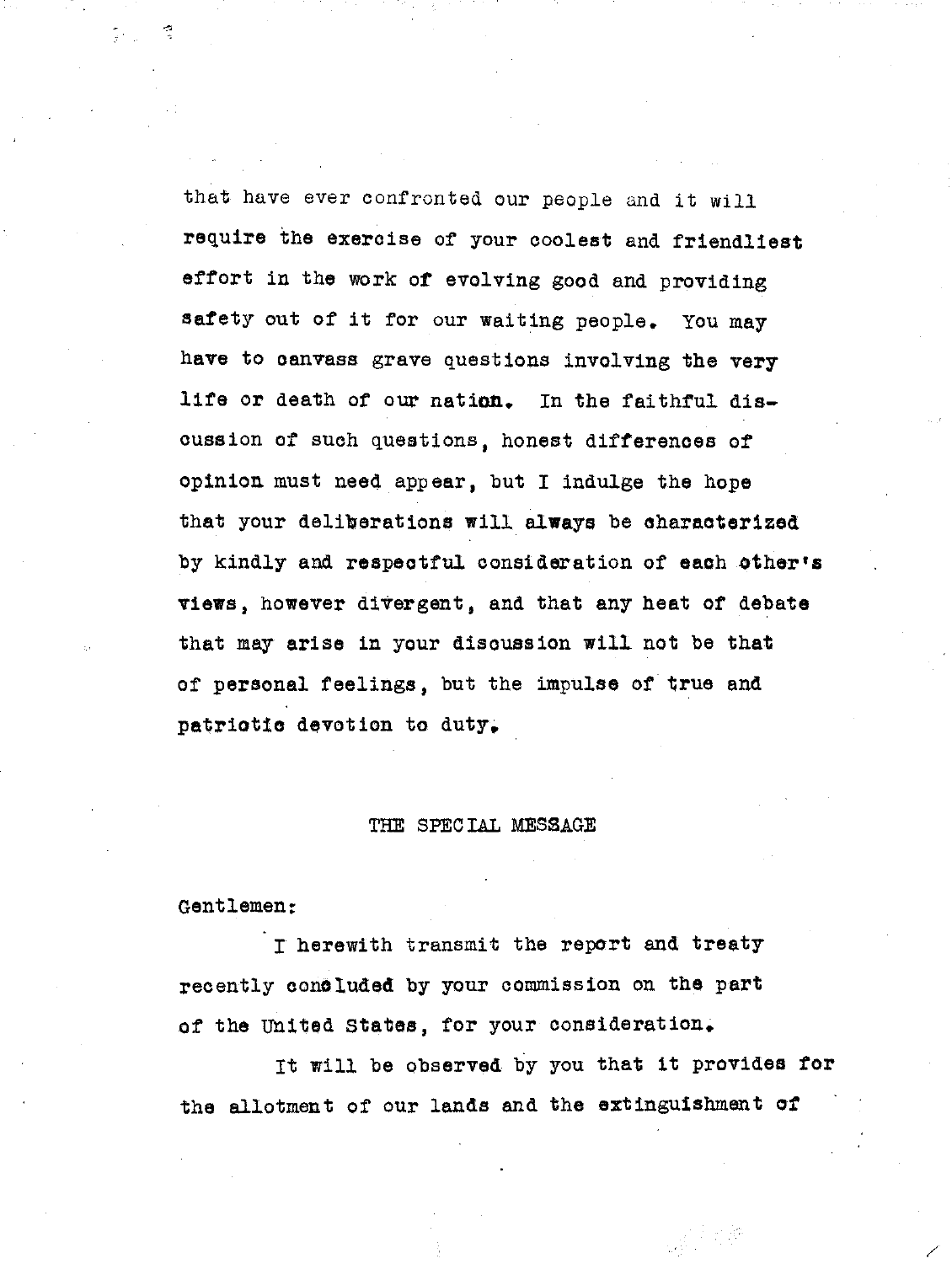that have ever confronted our people and it will require the exercise of your coolest and friendliest effort in the work of evolving good and providing safety out of it for our waiting people. You may have to canvass grave questions involving the very life or death of our nation. In the faithful discussion of such questions, honest differences of opinion must need appear, but I indulge the hope that your deliberations will always be characterized by kindly and respectful consideration of each other's views, however divergent, and that any heat of debate that may arise in your discussion will not be that of personal feelings, but the impulse of true and patriotic devotion to duty.

## THE SPECIAL MESSAGE

Gentlemen:

I herewith transmit the report and treaty recently concluded by your commission on the part of the United States, for your consideration.

It will be observed by you that it provides for the allotment of our lands and the extinguishment of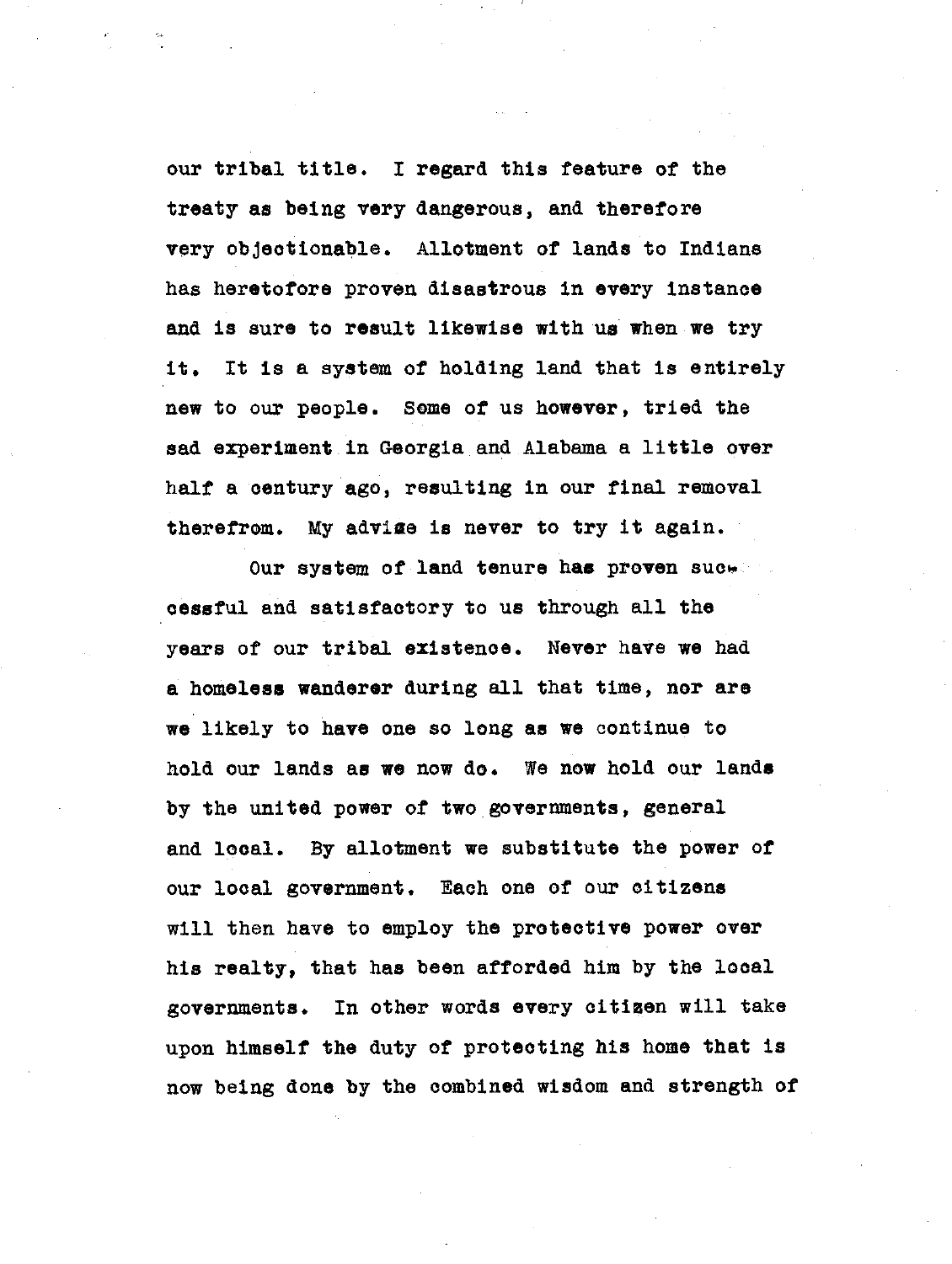our tribal title. I regard this feature of the treaty as being very dangerous, and therefore very objectionable. Allotment of lands to Indians has heretofore proven disastrous in every instance and is sure to result likewise with us when we try it. It is a system of holding land that is entirely new to our people. Some of us however, tried the sad experiment in Georgia and Alabama a little over half a century ago, resulting in our final removal therefrom. My advise is never to try it again.

Our system of land tenure has proven successful and satisfactory to us through all the years of our tribal existence. Never have we had a homeless wanderer during all that time, nor are we likely to have one so long as we continue to hold our lands as we now do. We now hold our lands by the united power of two governments, general and local. By allotment we substitute the power of our local government. Each one of our citizens will then have to employ the protective power over his realty, that has been afforded him by the local governments. In other words every citizen will take upon himself the duty of protecting his home that is now being done by the combined wisdom and strength of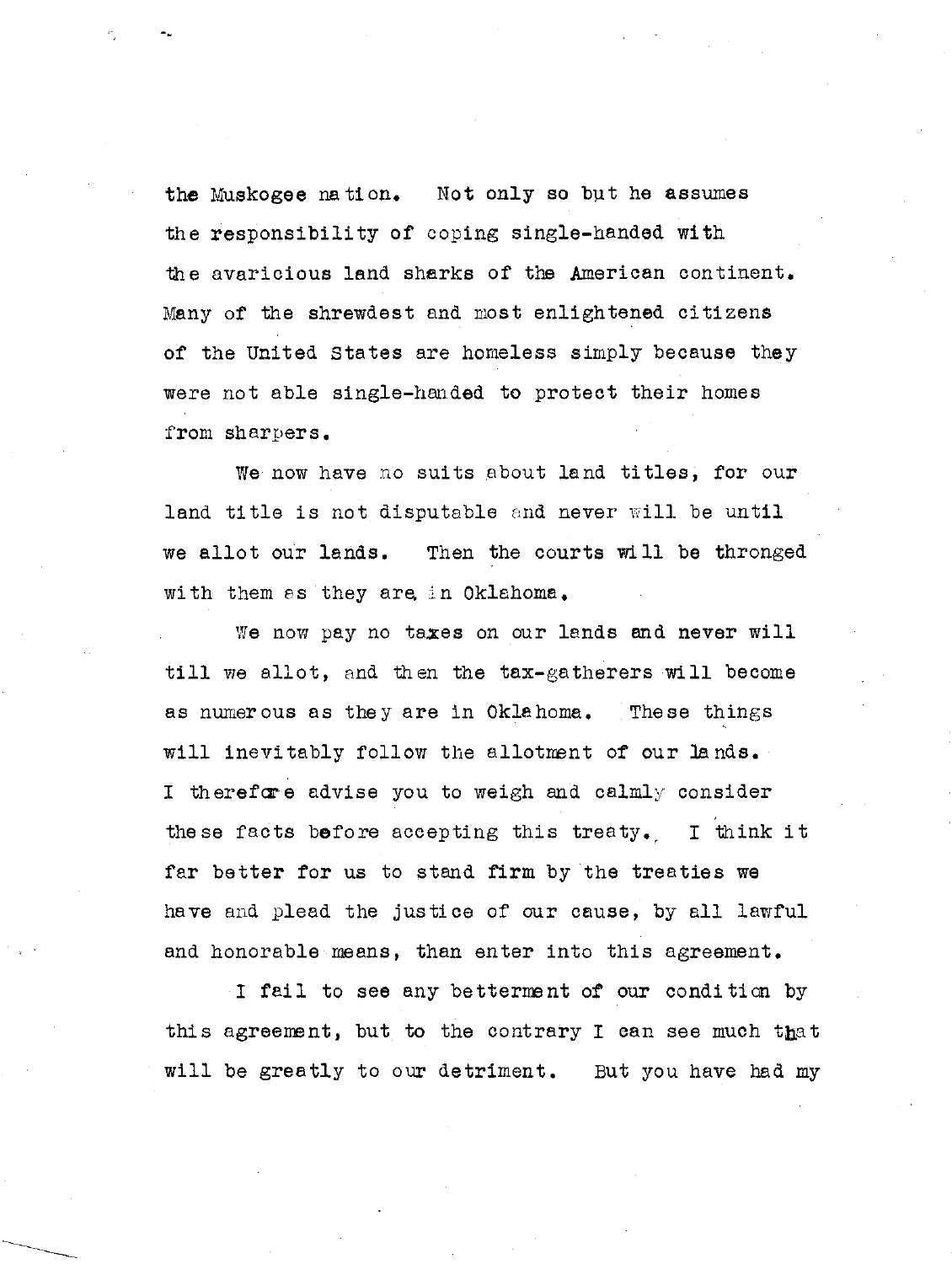the Muskogee nation. Not only so but he assumes the responsibility of coping single-handed with the avaricious land sharks of the American continent. Many of the shrewdest and most enlightened citizens of the United States are homeless simply because they were not able single-handed to protect their homes from sharpers.

We now have no suits about land titles, for our land title is not disputable and never will be until we allot our lands. Then the courts will be thronged with them as they are in Oklahoma.

We now pay no taxes on our lands and never will till we allot, and then the tax-gatherers will become as numerous as they are in Oklahoma. These things will inevitably follow the allotment of our lands. I therefore advise you to weigh and calmly consider these facts before accepting this treaty. I think it far better for us to stand firm by the treaties we have and plead the justice of our cause, by all lawful and honorable means, than enter into this agreement.

I fail to see any betterment of our condition by this agreement, but to the contrary I can see much that will be greatly to our detriment. But you have had my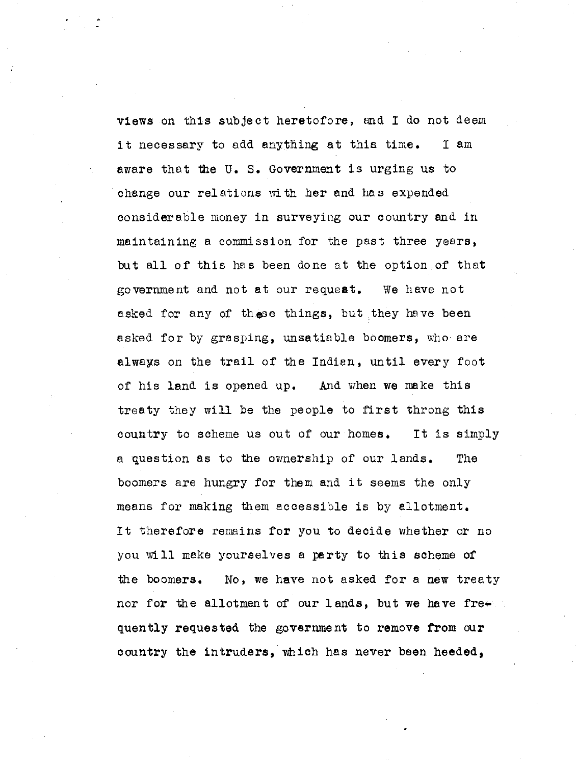views on this subject heretofore, and I do not deem it necessary to add anything at this time. I am aware that the U. S. Government is urging us to change our relations with her and has expended considerable money in surveying our country and in maintaining a commission for the past three years, but all of this has been done at the option of that government and not at our request. We have not asked for any of these things, but they have been asked for by grasping, unsatiable boomers, who are always on the trail of the Indian, until every foot of his land is opened up. And when we make this treaty they will be the people to first throng this country to scheme us out of our homes. It is simply a question as to the ownership of our lands. The boomers are hungry for them and it seems the only means for making them accessible is by allotment. It therefore remains for you to decide whether or no you will make yourselves a party to this scheme of the boomers. No, we have not asked for a new treaty nor for the allotment of our lands, but we have frequently requested the government to remove from our country the intruders, which has never been heeded,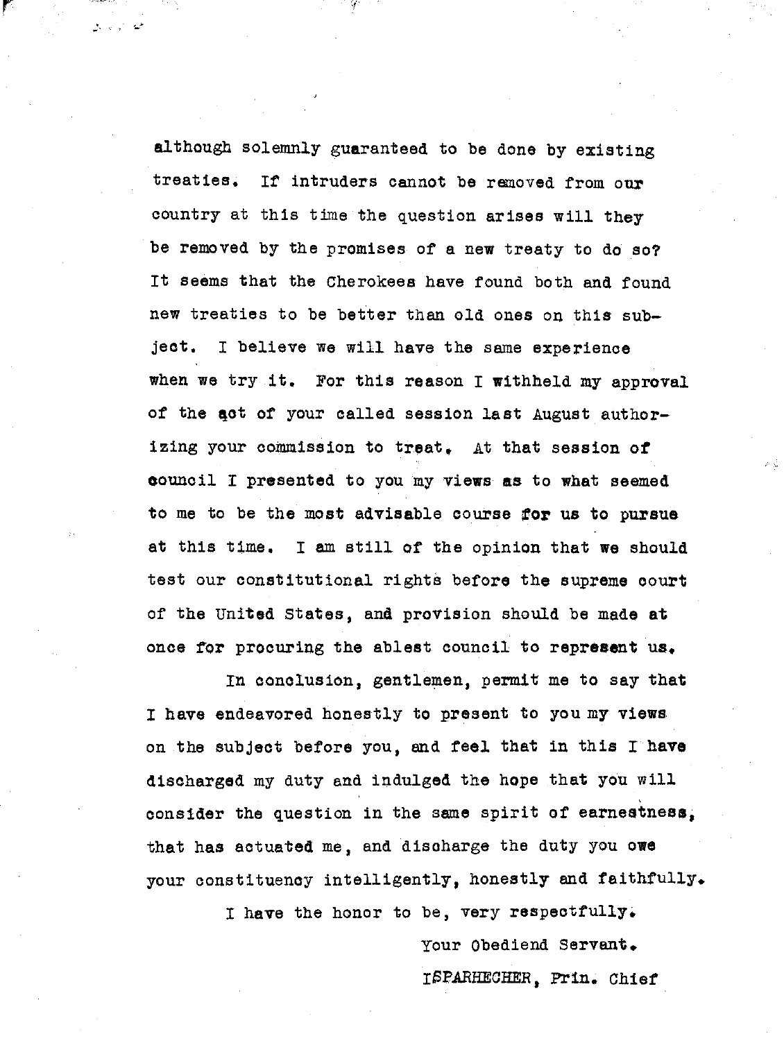although solemnly guaranteed to be done by existing treaties. If intruders cannot be removed from our country at this time the question arises will they be removed by the promises of a new treaty to do so? It seems that the Cherokees have found both and found new treaties to be better than old ones on this subject. I believe we will have the same experience when we try it. For this reason I withheld my approval of the act of your called session last August authorizing your commission to treat. At that session of council I presented to you my views as to what seemed to me to be the most advisable course for us to pursue at this time. I am still of the opinion that we should test our constitutional rights before the supreme court of the United States, and provision should be made at once for procuring the ablest council to represent us.

In conclusion, gentlemen, permit me to say that I have endeavored honestly to present to you my views on the subject before you, and feel that in this I have discharged my duty and indulged the hope that you will consider the question in the same spirit of earnestness, that has actuated me, and discharge the duty you owe your constituency intelligently, honestly and faithfully.

I have the honor to be, very respectfully.

Your Obediend Servant.

ISPARHECHER, Prin. Chief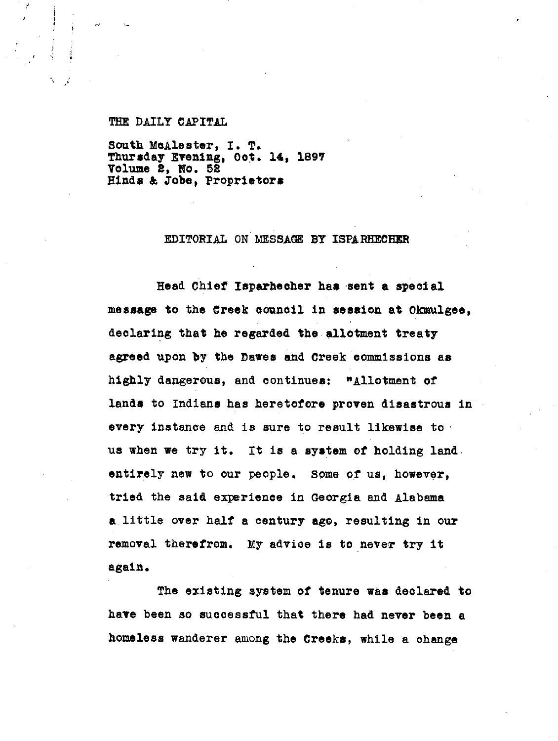THE DAILY CAPITAL

South McAlester, I. T.
Thursday Evening, Oct. 14, 1897
Volume 2, No. 52
Hinds & Jobe, Proprietors

## EDITORIAL ON MESSAGE BY ISPARHECHER

Head Chief Isparhecher has sent a special message to the Creek council in session at Okmulgee, declaring that he regarded the allotment treaty agreed upon by the Dawes and Creek commissions as highly dangerous, and continues: "Allotment of lands to Indians has heretofore proven disastrous in every instance and is sure to result likewise to us when we try it. It is a system of holding land entirely new to our people. Some of us, however, tried the said experience in Georgia and Alabama a little over half a century ago, resulting in our removal therefrom. My advice is to never try it again.

The existing system of tenure was declared to have been so successful that there had never been a homeless wanderer among the Creeks, while a change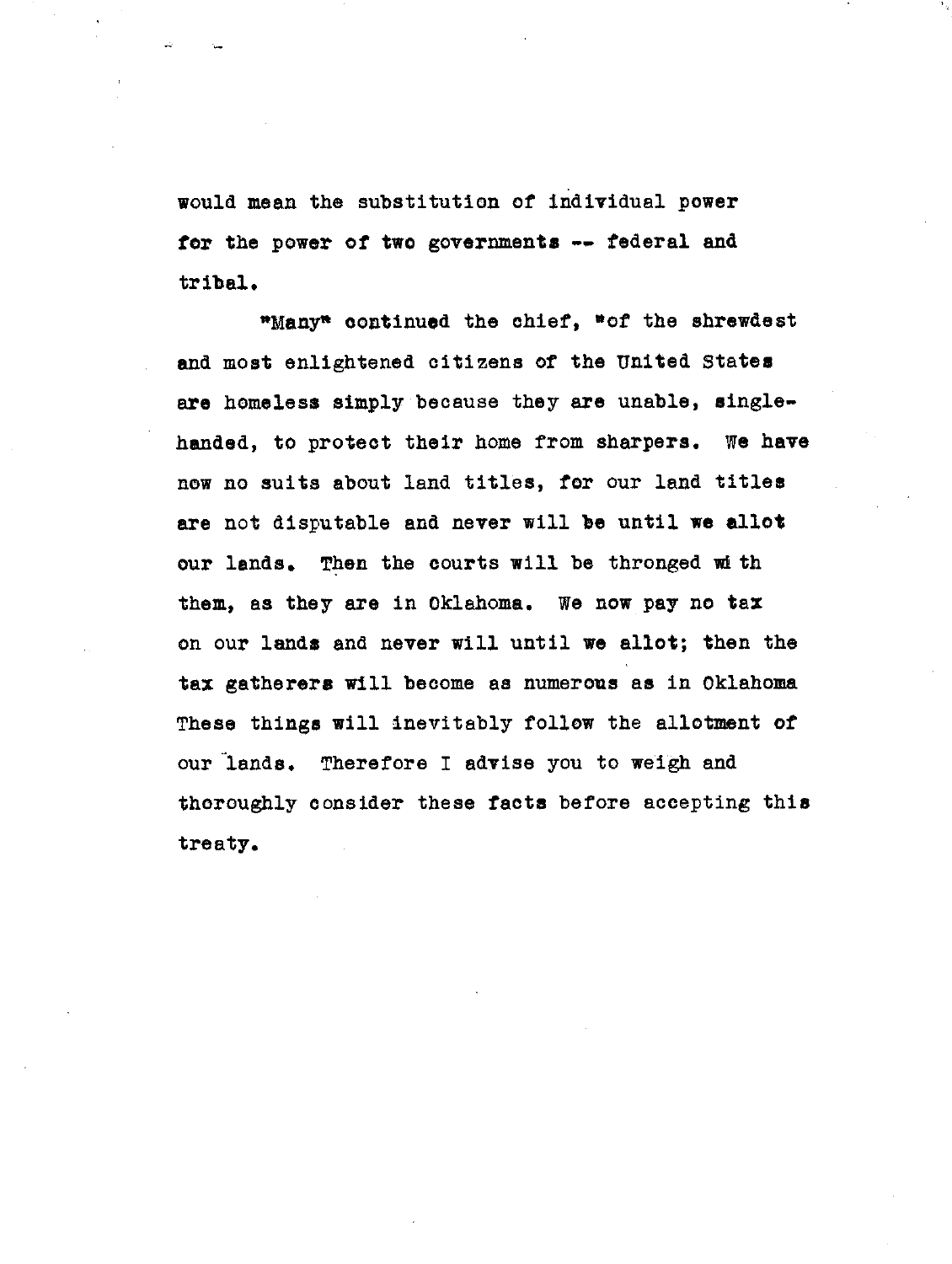would mean the substitution of individual power for the power of two governments -- federal and tribal.

"Many" continued the chief, "of the shrewdest and most enlightened citizens of the United States are homeless simply because they are unable, single-handed, to protect their home from sharpers. We have now no suits about land titles, for our land titles are not disputable and never will be until we allot our lands. Then the courts will be thronged with them, as they are in Oklahoma. We now pay no tax on our lands and never will until we allot; then the tax gatherers will become as numerous as in Oklahoma These things will inevitably follow the allotment of our lands. Therefore I advise you to weigh and thoroughly consider these facts before accepting this treaty.